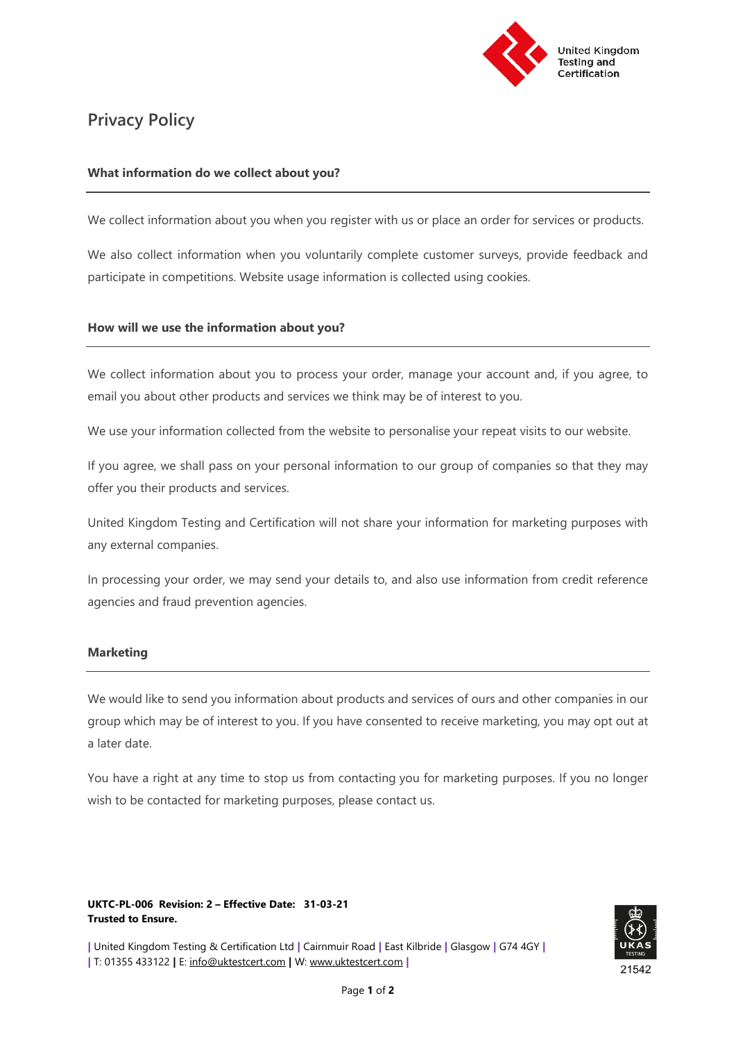# Privacy Policy

## What information do we collect about you?

We collect information about you when you register with us or place an order for services or products.

We also collect information when you voluntarily complete customer surveys, provide feedback and participate in competitions. Website usage information is collected using cookies.

## How will we use the information about you?

We collect information about you to process your order, manage your account and, if you agree, to email you about other products and services we think may be of interest to you.

We use your information collected from the website to personalise your repeat visits to our website.

If you agree, we shall pass on your personal information to our group of companies so that they may offer you their products and services.

United Kingdom Testing and Certification will not share your information for marketing purposes with any external companies.

In processing your order, we may send your details to, and also use information from credit reference agencies and fraud prevention agencies.

## Marketing

We would like to send you information about products and services of ours and other companies in our group which may be of interest to you. If you have consented to receive marketing, you may opt out at a later date.

You have a right at any time to stop us from contacting you for marketing purposes. If you no longer wish to be contacted for marketing purposes, please contact us.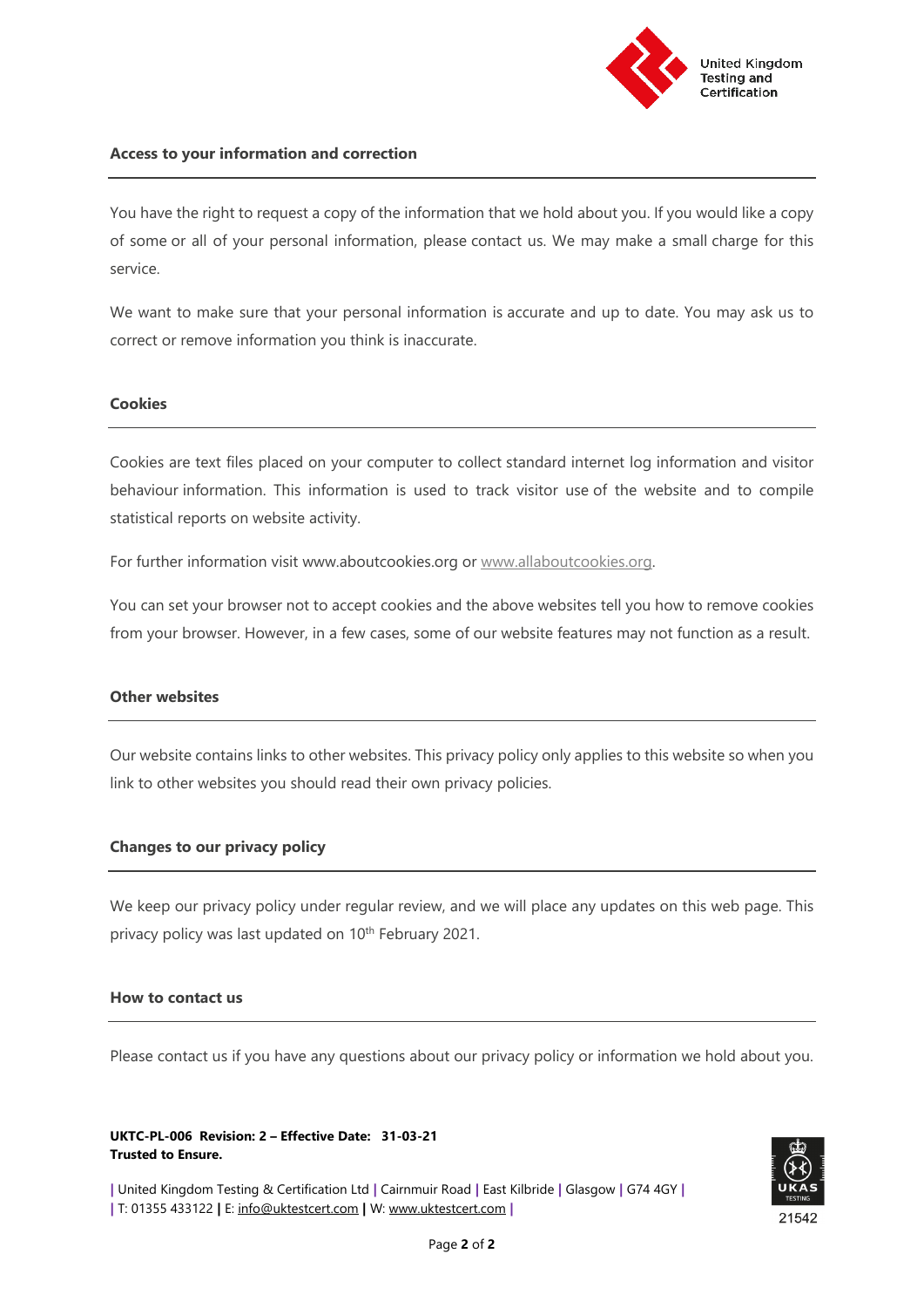## Access to your information and correction

You have the right to request a copy of the information that we hold about you. If you would like a copy of some or all of your personal information, please contact us. We may make a small charge for this service.

We want to make sure that your personal information is accurate and up to date. You may ask us to correct or remove information you think is inaccurate.

## Cookies

Cookies are text files placed on your computer to collect standard internet log information and visitor behaviour information. This information is used to track visitor use of the website and to compile statistical reports on website activity.

For further information visit www.aboutcookies.org or www.allaboutcookies.org.

You can set your browser not to accept cookies and the above websites tell you how to remove cookies from your browser. However, in a few cases, some of our website features may not function as a result.

## Other websites

Our website contains links to other websites. This privacy policy only applies to this website so when you link to other websites you should read their own privacy policies.

## Changes to our privacy policy

We keep our privacy policy under regular review, and we will place any updates on this web page. This privacy policy was last updated on 10th February 2021.

## How to contact us

Please contact us if you have any questions about our privacy policy or information we hold about you.

**UKTC-PL-006 Revision: 2 – Effective Date: 31-03-21**
**Trusted to Ensure.**

| United Kingdom Testing & Certification Ltd | Cairnmuir Road | East Kilbride | Glasgow | G74 4GY |
| T: 01355 433122 | E: info@uktestcert.com | W: www.uktestcert.com |